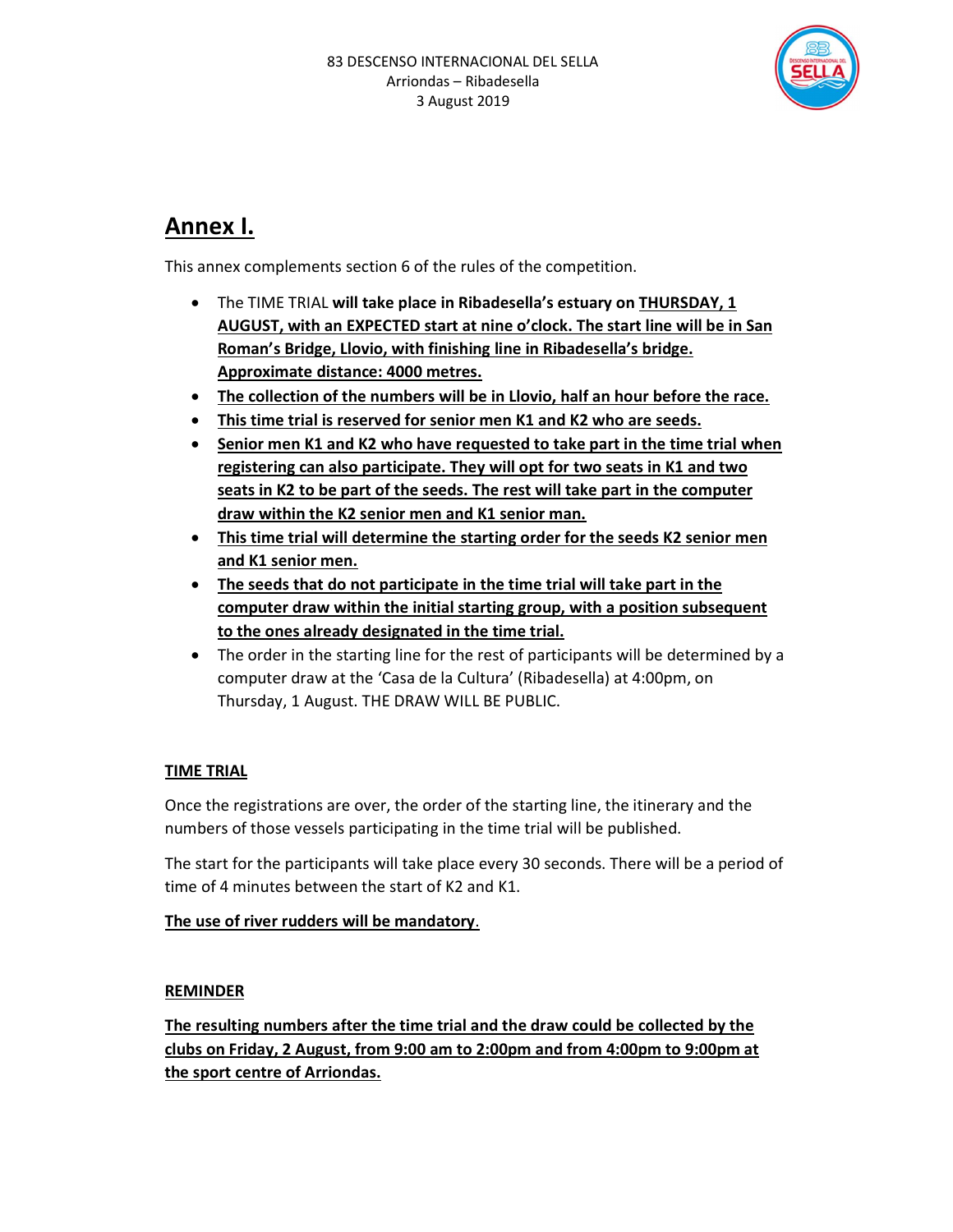83 DESCENSO INTERNACIONAL DEL SELLA
Arriondas – Ribadesella
3 August 2019

# Annex I.

This annex complements section 6 of the rules of the competition.

- The TIME TRIAL **will take place in Ribadesella's estuary on THURSDAY, 1 AUGUST, with an EXPECTED start at nine o'clock. The start line will be in San Roman's Bridge, Llovio, with finishing line in Ribadesella's bridge. Approximate distance: 4000 metres.**
- **The collection of the numbers will be in Llovio, half an hour before the race.**
- **This time trial is reserved for senior men K1 and K2 who are seeds.**
- **Senior men K1 and K2 who have requested to take part in the time trial when registering can also participate. They will opt for two seats in K1 and two seats in K2 to be part of the seeds. The rest will take part in the computer draw within the K2 senior men and K1 senior man.**
- **This time trial will determine the starting order for the seeds K2 senior men and K1 senior men.**
- **The seeds that do not participate in the time trial will take part in the computer draw within the initial starting group, with a position subsequent to the ones already designated in the time trial.**
- The order in the starting line for the rest of participants will be determined by a computer draw at the 'Casa de la Cultura' (Ribadesella) at 4:00pm, on Thursday, 1 August. THE DRAW WILL BE PUBLIC.

## TIME TRIAL

Once the registrations are over, the order of the starting line, the itinerary and the numbers of those vessels participating in the time trial will be published.

The start for the participants will take place every 30 seconds. There will be a period of time of 4 minutes between the start of K2 and K1.

**The use of river rudders will be mandatory.**

## REMINDER

**The resulting numbers after the time trial and the draw could be collected by the clubs on Friday, 2 August, from 9:00 am to 2:00pm and from 4:00pm to 9:00pm at the sport centre of Arriondas.**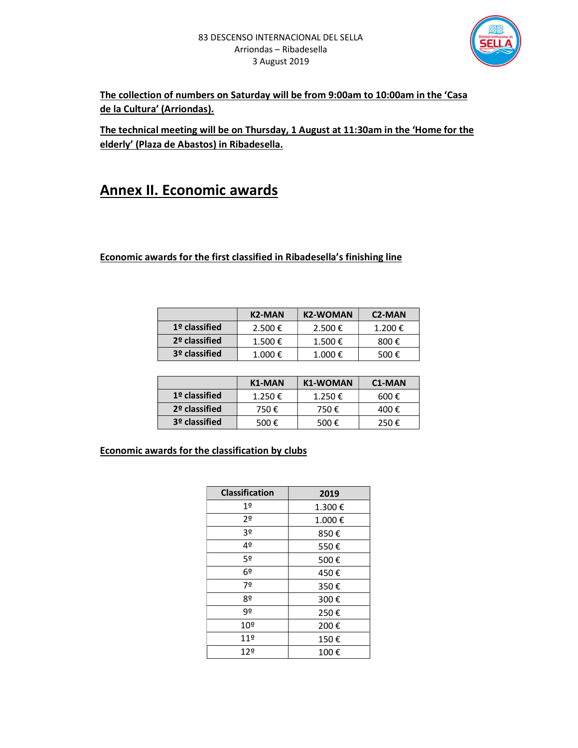The collection of numbers on Saturday will be from 9:00am to 10:00am in the 'Casa de la Cultura' (Arriondas).

The technical meeting will be on Thursday, 1 August at 11:30am in the 'Home for the elderly' (Plaza de Abastos) in Ribadesella.

# Annex II. Economic awards

**Economic awards for the first classified in Ribadesella's finishing line**

| | K2-MAN | K2-WOMAN | C2-MAN |
|---|---|---|---|
| 1º classified | 2.500 € | 2.500 € | 1.200 € |
| 2º classified | 1.500 € | 1.500 € | 800 € |
| 3º classified | 1.000 € | 1.000 € | 500 € |

| | K1-MAN | K1-WOMAN | C1-MAN |
|---|---|---|---|
| 1º classified | 1.250 € | 1.250 € | 600 € |
| 2º classified | 750 € | 750 € | 400 € |
| 3º classified | 500 € | 500 € | 250 € |

**Economic awards for the classification by clubs**

| Classification | 2019 |
|---|---|
| 1º | 1.300 € |
| 2º | 1.000 € |
| 3º | 850 € |
| 4º | 550 € |
| 5º | 500 € |
| 6º | 450 € |
| 7º | 350 € |
| 8º | 300 € |
| 9º | 250 € |
| 10º | 200 € |
| 11º | 150 € |
| 12º | 100 € |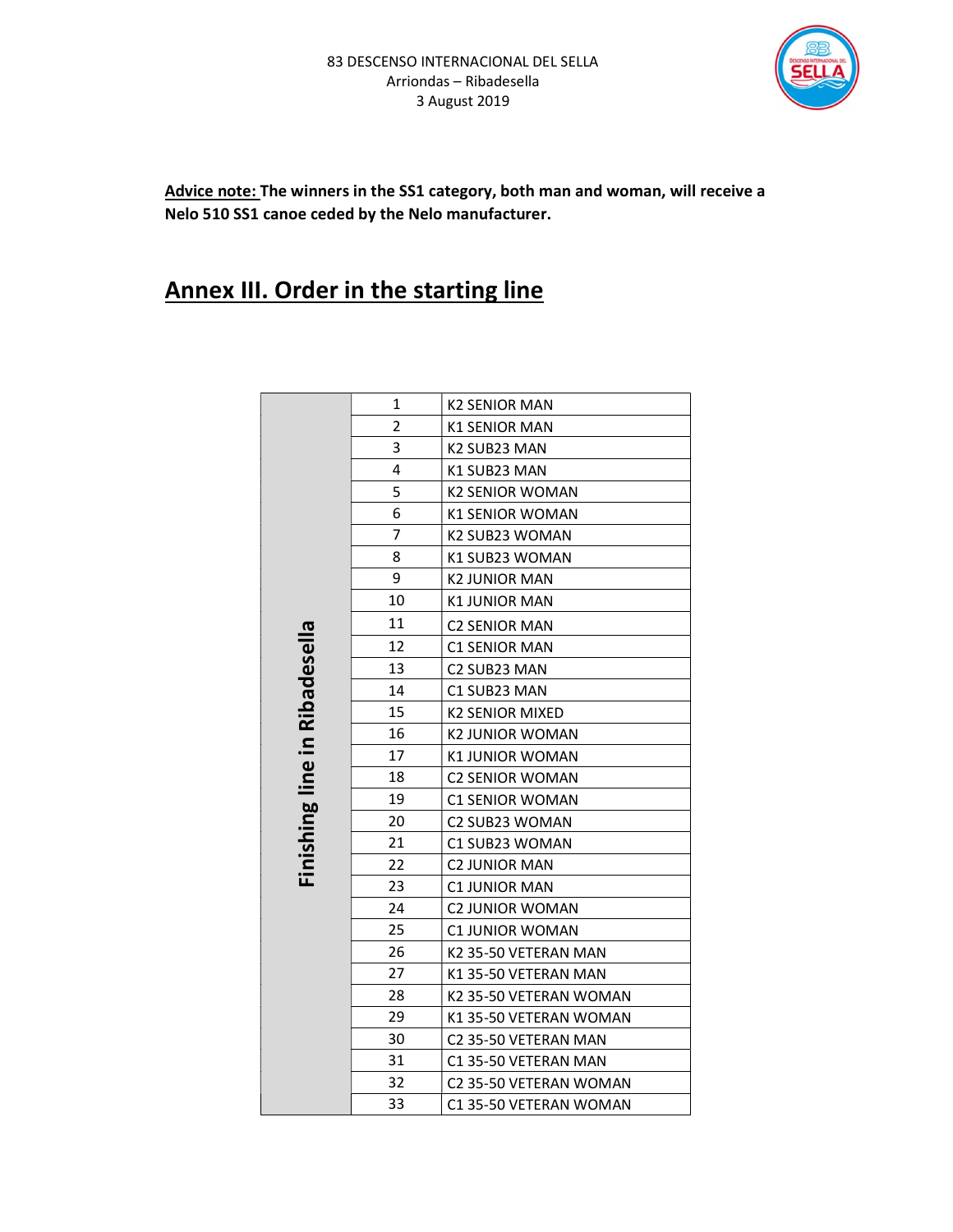83 DESCENSO INTERNACIONAL DEL SELLA
Arriondas – Ribadesella
3 August 2019

**Advice note:** **The winners in the SS1 category, both man and woman, will receive a Nelo 510 SS1 canoe ceded by the Nelo manufacturer.**

## Annex III. Order in the starting line

| Finishing line in Ribadesella | | |
|---|---|---|
| | 1 | K2 SENIOR MAN |
| | 2 | K1 SENIOR MAN |
| | 3 | K2 SUB23 MAN |
| | 4 | K1 SUB23 MAN |
| | 5 | K2 SENIOR WOMAN |
| | 6 | K1 SENIOR WOMAN |
| | 7 | K2 SUB23 WOMAN |
| | 8 | K1 SUB23 WOMAN |
| | 9 | K2 JUNIOR MAN |
| | 10 | K1 JUNIOR MAN |
| | 11 | C2 SENIOR MAN |
| | 12 | C1 SENIOR MAN |
| | 13 | C2 SUB23 MAN |
| | 14 | C1 SUB23 MAN |
| | 15 | K2 SENIOR MIXED |
| | 16 | K2 JUNIOR WOMAN |
| | 17 | K1 JUNIOR WOMAN |
| | 18 | C2 SENIOR WOMAN |
| | 19 | C1 SENIOR WOMAN |
| | 20 | C2 SUB23 WOMAN |
| | 21 | C1 SUB23 WOMAN |
| | 22 | C2 JUNIOR MAN |
| | 23 | C1 JUNIOR MAN |
| | 24 | C2 JUNIOR WOMAN |
| | 25 | C1 JUNIOR WOMAN |
| | 26 | K2 35-50 VETERAN MAN |
| | 27 | K1 35-50 VETERAN MAN |
| | 28 | K2 35-50 VETERAN WOMAN |
| | 29 | K1 35-50 VETERAN WOMAN |
| | 30 | C2 35-50 VETERAN MAN |
| | 31 | C1 35-50 VETERAN MAN |
| | 32 | C2 35-50 VETERAN WOMAN |
| | 33 | C1 35-50 VETERAN WOMAN |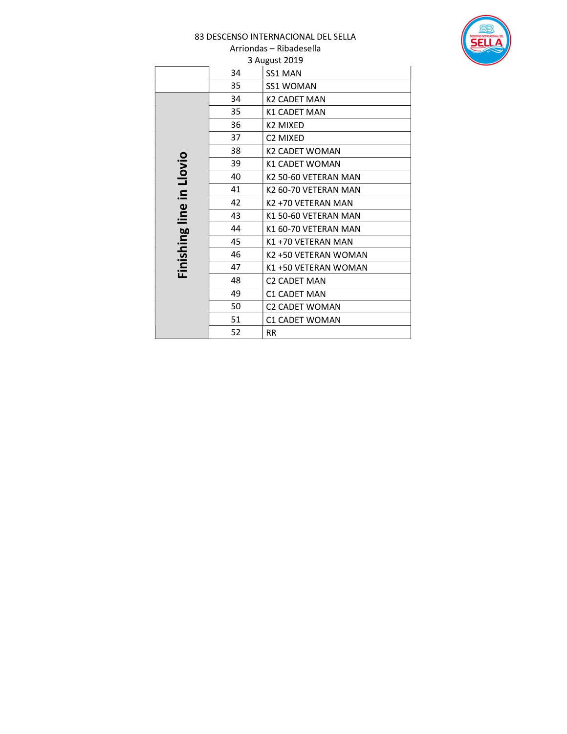83 DESCENSO INTERNACIONAL DEL SELLA

Arriondas – Ribadesella

3 August 2019

| | | |
|---|---|---|
| | 34 | SS1 MAN |
| | 35 | SS1 WOMAN |
| Finishing line in Llovio | 34 | K2 CADET MAN |
| | 35 | K1 CADET MAN |
| | 36 | K2 MIXED |
| | 37 | C2 MIXED |
| | 38 | K2 CADET WOMAN |
| | 39 | K1 CADET WOMAN |
| | 40 | K2 50-60 VETERAN MAN |
| | 41 | K2 60-70 VETERAN MAN |
| | 42 | K2 +70 VETERAN MAN |
| | 43 | K1 50-60 VETERAN MAN |
| | 44 | K1 60-70 VETERAN MAN |
| | 45 | K1 +70 VETERAN MAN |
| | 46 | K2 +50 VETERAN WOMAN |
| | 47 | K1 +50 VETERAN WOMAN |
| | 48 | C2 CADET MAN |
| | 49 | C1 CADET MAN |
| | 50 | C2 CADET WOMAN |
| | 51 | C1 CADET WOMAN |
| | 52 | RR |